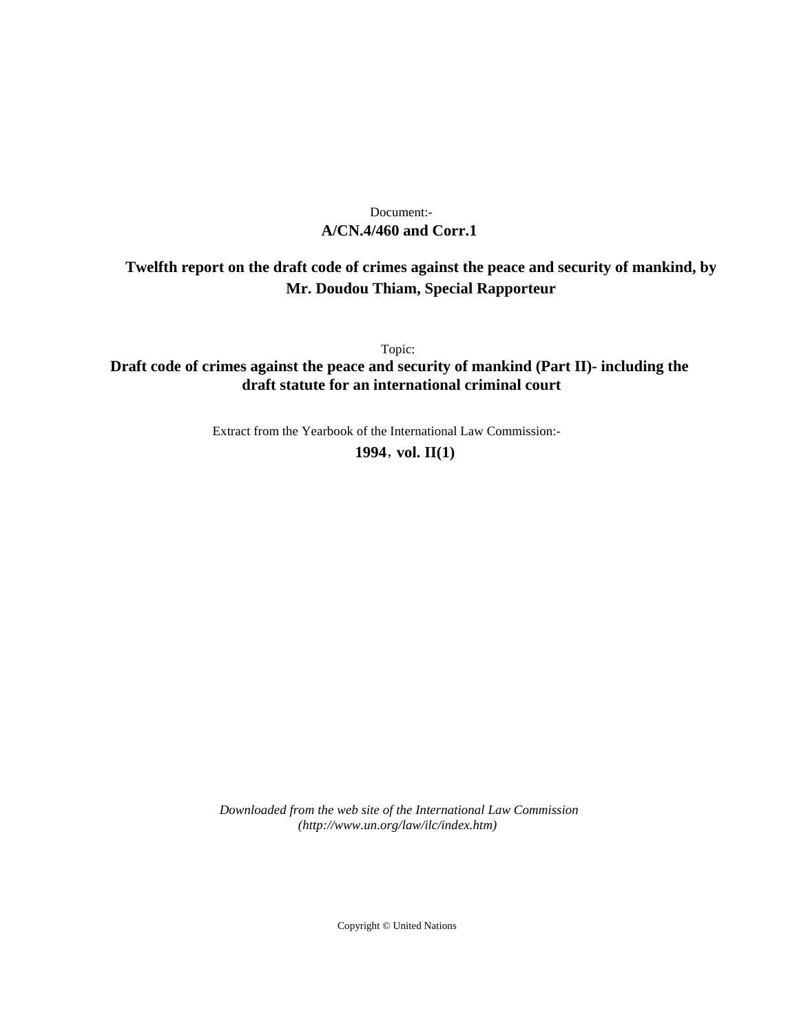Document:-

**A/CN.4/460 and Corr.1**

**Twelfth report on the draft code of crimes against the peace and security of mankind, by Mr. Doudou Thiam, Special Rapporteur**

Topic:

**Draft code of crimes against the peace and security of mankind (Part II)- including the draft statute for an international criminal court**

Extract from the Yearbook of the International Law Commission:-

**1994, vol. II(1)**

*Downloaded from the web site of the International Law Commission (http://www.un.org/law/ilc/index.htm)*

Copyright © United Nations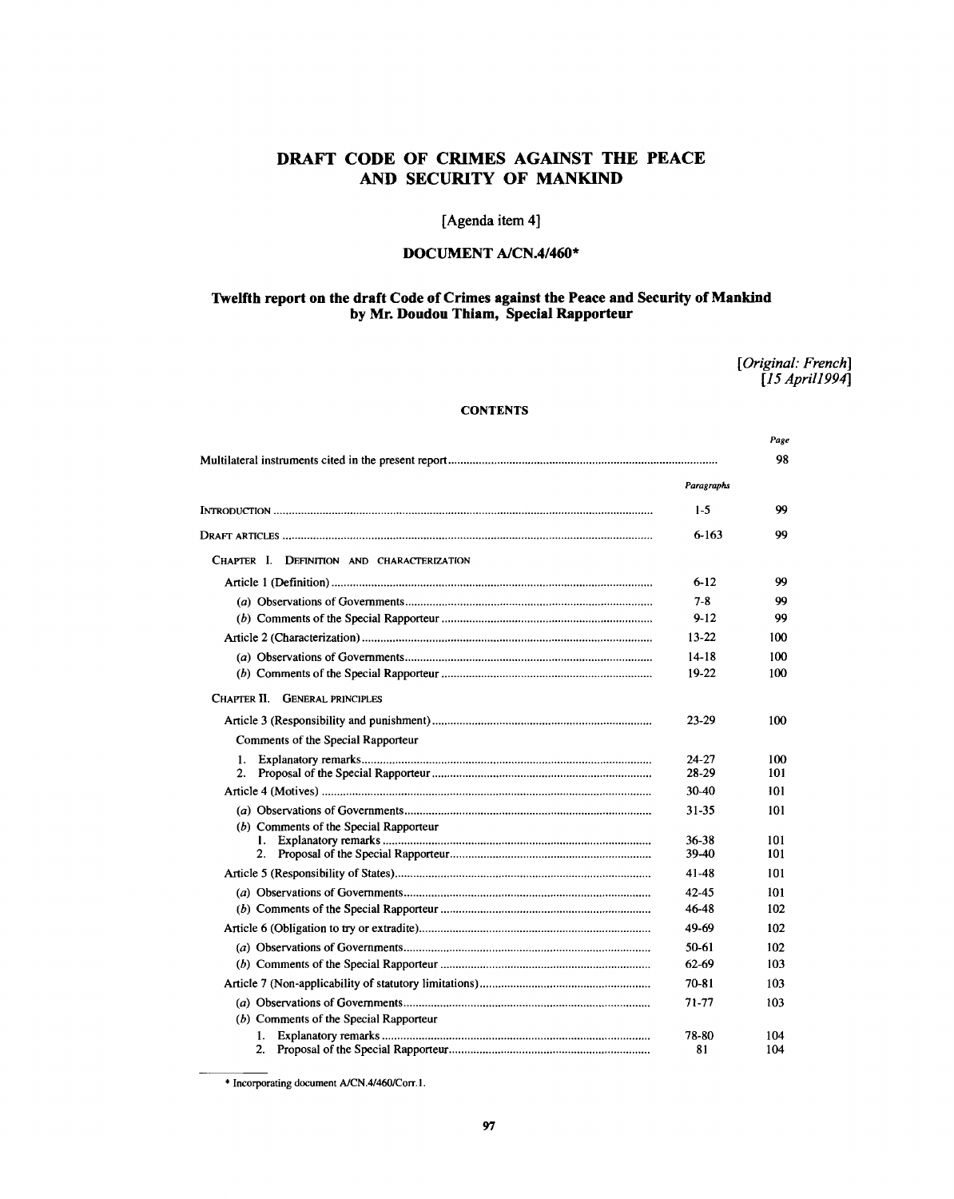# DRAFT CODE OF CRIMES AGAINST THE PEACE AND SECURITY OF MANKIND

[Agenda item 4]

## DOCUMENT A/CN.4/460*

### Twelfth report on the draft Code of Crimes against the Peace and Security of Mankind by Mr. Doudou Thiam, Special Rapporteur

[*Original: French*]
[*15 April 1994*]

**CONTENTS**

| | Paragraphs | Page |
|---|---|---|
| Multilateral instruments cited in the present report | | 98 |
| INTRODUCTION | 1-5 | 99 |
| DRAFT ARTICLES | 6-163 | 99 |
| CHAPTER I. DEFINITION AND CHARACTERIZATION | | |
| Article 1 (Definition) | 6-12 | 99 |
| (*a*) Observations of Governments | 7-8 | 99 |
| (*b*) Comments of the Special Rapporteur | 9-12 | 99 |
| Article 2 (Characterization) | 13-22 | 100 |
| (*a*) Observations of Governments | 14-18 | 100 |
| (*b*) Comments of the Special Rapporteur | 19-22 | 100 |
| CHAPTER II. GENERAL PRINCIPLES | | |
| Article 3 (Responsibility and punishment) | 23-29 | 100 |
| Comments of the Special Rapporteur | | |
| 1. Explanatory remarks | 24-27 | 100 |
| 2. Proposal of the Special Rapporteur | 28-29 | 101 |
| Article 4 (Motives) | 30-40 | 101 |
| (*a*) Observations of Governments | 31-35 | 101 |
| (*b*) Comments of the Special Rapporteur | | |
| 1. Explanatory remarks | 36-38 | 101 |
| 2. Proposal of the Special Rapporteur | 39-40 | 101 |
| Article 5 (Responsibility of States) | 41-48 | 101 |
| (*a*) Observations of Governments | 42-45 | 101 |
| (*b*) Comments of the Special Rapporteur | 46-48 | 102 |
| Article 6 (Obligation to try or extradite) | 49-69 | 102 |
| (*a*) Observations of Governments | 50-61 | 102 |
| (*b*) Comments of the Special Rapporteur | 62-69 | 103 |
| Article 7 (Non-applicability of statutory limitations) | 70-81 | 103 |
| (*a*) Observations of Governments | 71-77 | 103 |
| (*b*) Comments of the Special Rapporteur | | |
| 1. Explanatory remarks | 78-80 | 104 |
| 2. Proposal of the Special Rapporteur | 81 | 104 |

\* Incorporating document A/CN.4/460/Corr.1.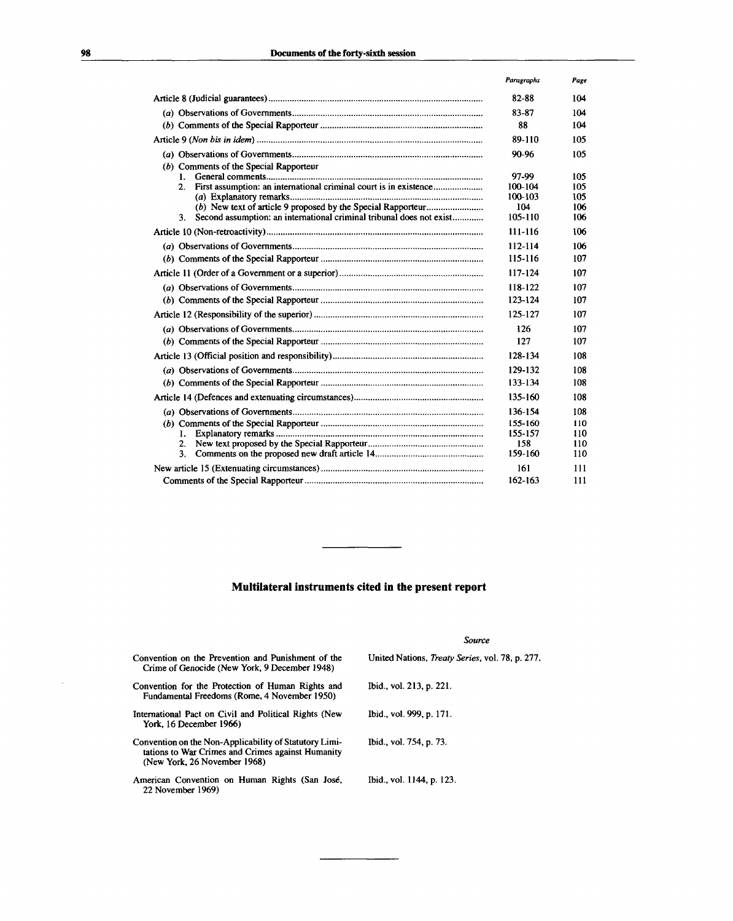| | *Paragraphs* | *Page* |
|---|---|---|
| Article 8 (Judicial guarantees) | 82-88 | 104 |
| (*a*) Observations of Governments | 83-87 | 104 |
| (*b*) Comments of the Special Rapporteur | 88 | 104 |
| Article 9 (*Non bis in idem*) | 89-110 | 105 |
| (*a*) Observations of Governments | 90-96 | 105 |
| (*b*) Comments of the Special Rapporteur | | |
| 1. General comments | 97-99 | 105 |
| 2. First assumption: an international criminal court is in existence | 100-104 | 105 |
| (*a*) Explanatory remarks | 100-103 | 105 |
| (*b*) New text of article 9 proposed by the Special Rapporteur | 104 | 106 |
| 3. Second assumption: an international criminal tribunal does not exist | 105-110 | 106 |
| Article 10 (Non-retroactivity) | 111-116 | 106 |
| (*a*) Observations of Governments | 112-114 | 106 |
| (*b*) Comments of the Special Rapporteur | 115-116 | 107 |
| Article 11 (Order of a Government or a superior) | 117-124 | 107 |
| (*a*) Observations of Governments | 118-122 | 107 |
| (*b*) Comments of the Special Rapporteur | 123-124 | 107 |
| Article 12 (Responsibility of the superior) | 125-127 | 107 |
| (*a*) Observations of Governments | 126 | 107 |
| (*b*) Comments of the Special Rapporteur | 127 | 107 |
| Article 13 (Official position and responsibility) | 128-134 | 108 |
| (*a*) Observations of Governments | 129-132 | 108 |
| (*b*) Comments of the Special Rapporteur | 133-134 | 108 |
| Article 14 (Defences and extenuating circumstances) | 135-160 | 108 |
| (*a*) Observations of Governments | 136-154 | 108 |
| (*b*) Comments of the Special Rapporteur | 155-160 | 110 |
| 1. Explanatory remarks | 155-157 | 110 |
| 2. New text proposed by the Special Rapporteur | 158 | 110 |
| 3. Comments on the proposed new draft article 14 | 159-160 | 110 |
| New article 15 (Extenuating circumstances) | 161 | 111 |
| Comments of the Special Rapporteur | 162-163 | 111 |

## Multilateral instruments cited in the present report

| | *Source* |
|---|---|
| Convention on the Prevention and Punishment of the Crime of Genocide (New York, 9 December 1948) | United Nations, *Treaty Series*, vol. 78, p. 277. |
| Convention for the Protection of Human Rights and Fundamental Freedoms (Rome, 4 November 1950) | Ibid., vol. 213, p. 221. |
| International Pact on Civil and Political Rights (New York, 16 December 1966) | Ibid., vol. 999, p. 171. |
| Convention on the Non-Applicability of Statutory Limitations to War Crimes and Crimes against Humanity (New York, 26 November 1968) | Ibid., vol. 754, p. 73. |
| American Convention on Human Rights (San José, 22 November 1969) | Ibid., vol. 1144, p. 123. |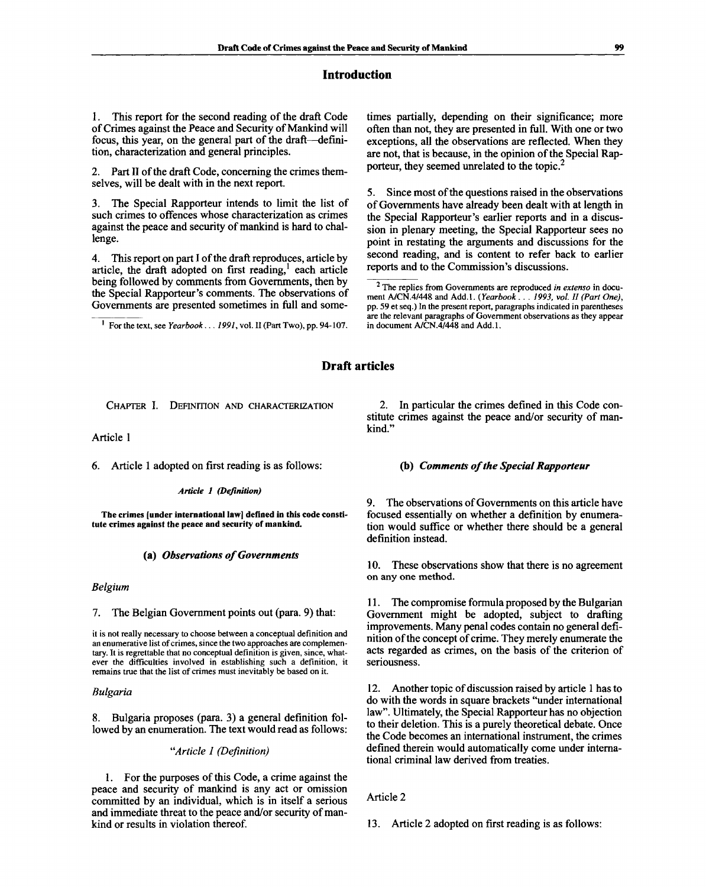## Introduction

1. This report for the second reading of the draft Code of Crimes against the Peace and Security of Mankind will focus, this year, on the general part of the draft—definition, characterization and general principles.

2. Part II of the draft Code, concerning the crimes themselves, will be dealt with in the next report.

3. The Special Rapporteur intends to limit the list of such crimes to offences whose characterization as crimes against the peace and security of mankind is hard to challenge.

4. This report on part I of the draft reproduces, article by article, the draft adopted on first reading,[1] each article being followed by comments from Governments, then by the Special Rapporteur's comments. The observations of Governments are presented sometimes in full and sometimes partially, depending on their significance; more often than not, they are presented in full. With one or two exceptions, all the observations are reflected. When they are not, that is because, in the opinion of the Special Rapporteur, they seemed unrelated to the topic.[2]

5. Since most of the questions raised in the observations of Governments have already been dealt with at length in the Special Rapporteur's earlier reports and in a discussion in plenary meeting, the Special Rapporteur sees no point in restating the arguments and discussions for the second reading, and is content to refer back to earlier reports and to the Commission's discussions.

[1] For the text, see *Yearbook . . . 1991*, vol. II (Part Two), pp. 94-107.

[2] The replies from Governments are reproduced *in extenso* in document A/CN.4/448 and Add.1. (*Yearbook . . . 1993, vol. II (Part One)*, pp. 59 et seq.) In the present report, paragraphs indicated in parentheses are the relevant paragraphs of Government observations as they appear in document A/CN.4/448 and Add.1.

## Draft articles

### Chapter I. Definition and characterization

Article 1

6. Article 1 adopted on first reading is as follows:

*Article 1 (Definition)*

**The crimes [under international law] defined in this code constitute crimes against the peace and security of mankind.**

#### (a) *Observations of Governments*

*Belgium*

7. The Belgian Government points out (para. 9) that:

it is not really necessary to choose between a conceptual definition and an enumerative list of crimes, since the two approaches are complementary. It is regrettable that no conceptual definition is given, since, whatever the difficulties involved in establishing such a definition, it remains true that the list of crimes must inevitably be based on it.

*Bulgaria*

8. Bulgaria proposes (para. 3) a general definition followed by an enumeration. The text would read as follows:

"*Article 1 (Definition)*

1. For the purposes of this Code, a crime against the peace and security of mankind is any act or omission committed by an individual, which is in itself a serious and immediate threat to the peace and/or security of mankind or results in violation thereof.

2. In particular the crimes defined in this Code constitute crimes against the peace and/or security of mankind."

#### (b) *Comments of the Special Rapporteur*

9. The observations of Governments on this article have focused essentially on whether a definition by enumeration would suffice or whether there should be a general definition instead.

10. These observations show that there is no agreement on any one method.

11. The compromise formula proposed by the Bulgarian Government might be adopted, subject to drafting improvements. Many penal codes contain no general definition of the concept of crime. They merely enumerate the acts regarded as crimes, on the basis of the criterion of seriousness.

12. Another topic of discussion raised by article 1 has to do with the words in square brackets "under international law". Ultimately, the Special Rapporteur has no objection to their deletion. This is a purely theoretical debate. Once the Code becomes an international instrument, the crimes defined therein would automatically come under international criminal law derived from treaties.

Article 2

13. Article 2 adopted on first reading is as follows: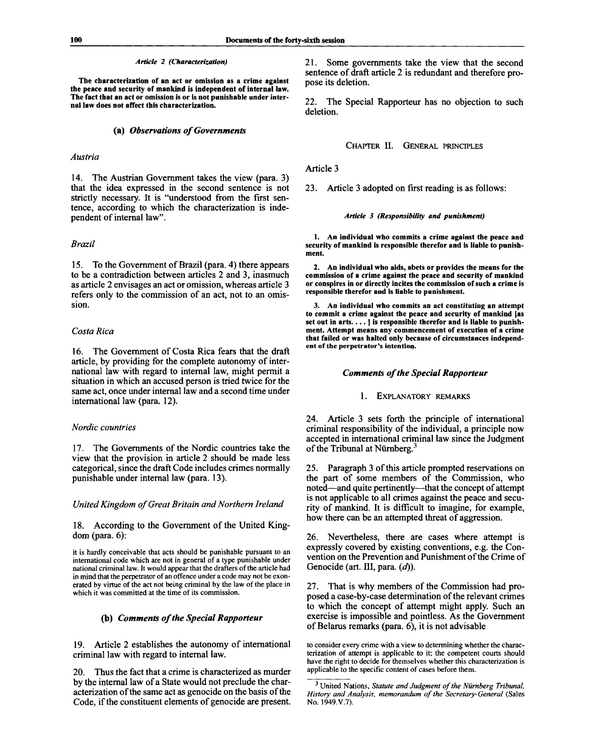*Article 2 (Characterization)*

**The characterization of an act or omission as a crime against the peace and security of mankind is independent of internal law. The fact that an act or omission is or is not punishable under internal law does not affect this characterization.**

### (a) *Observations of Governments*

*Austria*

14. The Austrian Government takes the view (para. 3) that the idea expressed in the second sentence is not strictly necessary. It is "understood from the first sentence, according to which the characterization is independent of internal law".

*Brazil*

15. To the Government of Brazil (para. 4) there appears to be a contradiction between articles 2 and 3, inasmuch as article 2 envisages an act or omission, whereas article 3 refers only to the commission of an act, not to an omission.

*Costa Rica*

16. The Government of Costa Rica fears that the draft article, by providing for the complete autonomy of international law with regard to internal law, might permit a situation in which an accused person is tried twice for the same act, once under internal law and a second time under international law (para. 12).

*Nordic countries*

17. The Governments of the Nordic countries take the view that the provision in article 2 should be made less categorical, since the draft Code includes crimes normally punishable under internal law (para. 13).

*United Kingdom of Great Britain and Northern Ireland*

18. According to the Government of the United Kingdom (para. 6):

> it is hardly conceivable that acts should be punishable pursuant to an international code which are not in general of a type punishable under national criminal law. It would appear that the drafters of the article had in mind that the perpetrator of an offence under a code may not be exonerated by virtue of the act not being criminal by the law of the place in which it was committed at the time of its commission.

### (b) *Comments of the Special Rapporteur*

19. Article 2 establishes the autonomy of international criminal law with regard to internal law.

20. Thus the fact that a crime is characterized as murder by the internal law of a State would not preclude the characterization of the same act as genocide on the basis of the Code, if the constituent elements of genocide are present.

21. Some governments take the view that the second sentence of draft article 2 is redundant and therefore propose its deletion.

22. The Special Rapporteur has no objection to such deletion.

## CHAPTER II. GENERAL PRINCIPLES

Article 3

23. Article 3 adopted on first reading is as follows:

*Article 3 (Responsibility and punishment)*

**1. An individual who commits a crime against the peace and security of mankind is responsible therefor and is liable to punishment.**

**2. An individual who aids, abets or provides the means for the commission of a crime against the peace and security of mankind or conspires in or directly incites the commission of such a crime is responsible therefor and is liable to punishment.**

**3. An individual who commits an act constituting an attempt to commit a crime against the peace and security of mankind [as set out in arts. . . . ] is responsible therefor and is liable to punishment. Attempt means any commencement of execution of a crime that failed or was halted only because of circumstances independent of the perpetrator's intention.**

### *Comments of the Special Rapporteur*

#### 1. EXPLANATORY REMARKS

24. Article 3 sets forth the principle of international criminal responsibility of the individual, a principle now accepted in international criminal law since the Judgment of the Tribunal at Nürnberg.[3]

25. Paragraph 3 of this article prompted reservations on the part of some members of the Commission, who noted—and quite pertinently—that the concept of attempt is not applicable to all crimes against the peace and security of mankind. It is difficult to imagine, for example, how there can be an attempted threat of aggression.

26. Nevertheless, there are cases where attempt is expressly covered by existing conventions, e.g. the Convention on the Prevention and Punishment of the Crime of Genocide (art. III, para. (*d*)).

27. That is why members of the Commission had proposed a case-by-case determination of the relevant crimes to which the concept of attempt might apply. Such an exercise is impossible and pointless. As the Government of Belarus remarks (para. 6), it is not advisable

> to consider every crime with a view to determining whether the characterization of attempt is applicable to it; the competent courts should have the right to decide for themselves whether this characterization is applicable to the specific content of cases before them.

---

[3] United Nations, *Statute and Judgment of the Nürnberg Tribunal, History and Analysis, memorandum of the Secretary-General* (Sales No. 1949.V.7).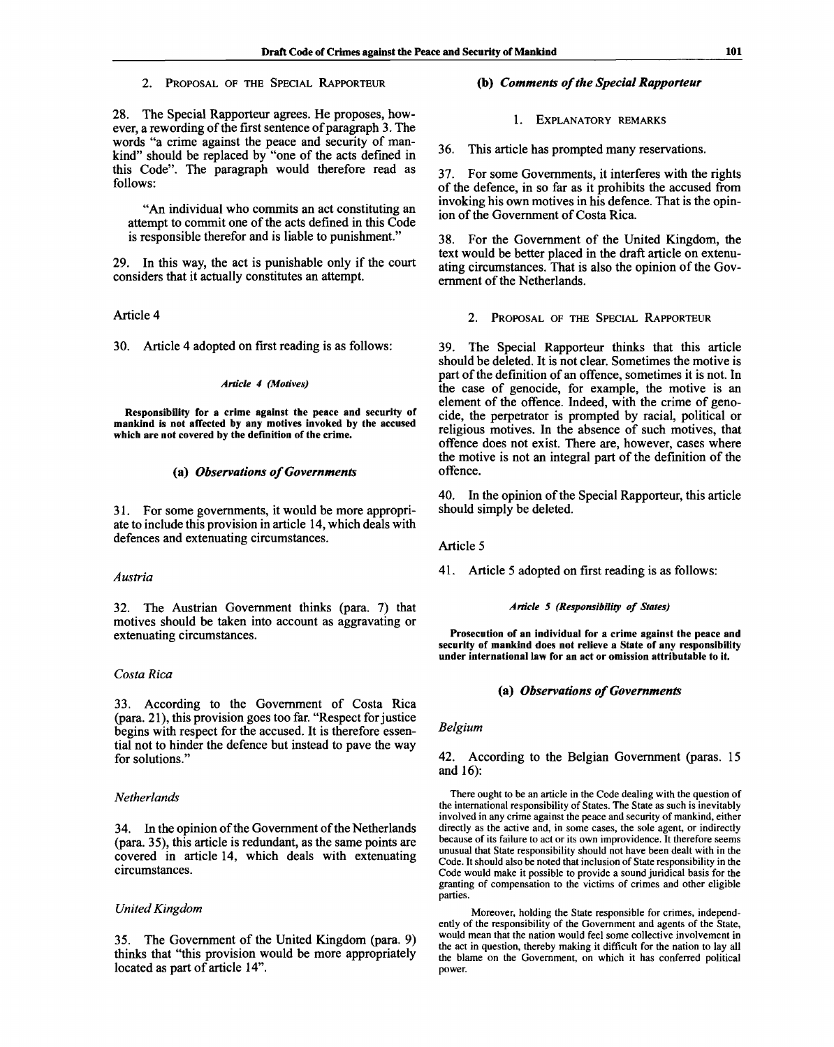2. PROPOSAL OF THE SPECIAL RAPPORTEUR

28. The Special Rapporteur agrees. He proposes, however, a rewording of the first sentence of paragraph 3. The words "a crime against the peace and security of mankind" should be replaced by "one of the acts defined in this Code". The paragraph would therefore read as follows:

> "An individual who commits an act constituting an attempt to commit one of the acts defined in this Code is responsible therefor and is liable to punishment."

29. In this way, the act is punishable only if the court considers that it actually constitutes an attempt.

Article 4

30. Article 4 adopted on first reading is as follows:

*Article 4 (Motives)*

**Responsibility for a crime against the peace and security of mankind is not affected by any motives invoked by the accused which are not covered by the definition of the crime.**

### (a) *Observations of Governments*

31. For some governments, it would be more appropriate to include this provision in article 14, which deals with defences and extenuating circumstances.

*Austria*

32. The Austrian Government thinks (para. 7) that motives should be taken into account as aggravating or extenuating circumstances.

*Costa Rica*

33. According to the Government of Costa Rica (para. 21), this provision goes too far. "Respect for justice begins with respect for the accused. It is therefore essential not to hinder the defence but instead to pave the way for solutions."

*Netherlands*

34. In the opinion of the Government of the Netherlands (para. 35), this article is redundant, as the same points are covered in article 14, which deals with extenuating circumstances.

*United Kingdom*

35. The Government of the United Kingdom (para. 9) thinks that "this provision would be more appropriately located as part of article 14".

### (b) *Comments of the Special Rapporteur*

1. EXPLANATORY REMARKS

36. This article has prompted many reservations.

37. For some Governments, it interferes with the rights of the defence, in so far as it prohibits the accused from invoking his own motives in his defence. That is the opinion of the Government of Costa Rica.

38. For the Government of the United Kingdom, the text would be better placed in the draft article on extenuating circumstances. That is also the opinion of the Government of the Netherlands.

2. PROPOSAL OF THE SPECIAL RAPPORTEUR

39. The Special Rapporteur thinks that this article should be deleted. It is not clear. Sometimes the motive is part of the definition of an offence, sometimes it is not. In the case of genocide, for example, the motive is an element of the offence. Indeed, with the crime of genocide, the perpetrator is prompted by racial, political or religious motives. In the absence of such motives, that offence does not exist. There are, however, cases where the motive is not an integral part of the definition of the offence.

40. In the opinion of the Special Rapporteur, this article should simply be deleted.

Article 5

41. Article 5 adopted on first reading is as follows:

*Article 5 (Responsibility of States)*

**Prosecution of an individual for a crime against the peace and security of mankind does not relieve a State of any responsibility under international law for an act or omission attributable to it.**

### (a) *Observations of Governments*

*Belgium*

42. According to the Belgian Government (paras. 15 and 16):

> There ought to be an article in the Code dealing with the question of the international responsibility of States. The State as such is inevitably involved in any crime against the peace and security of mankind, either directly as the active and, in some cases, the sole agent, or indirectly because of its failure to act or its own improvidence. It therefore seems unusual that State responsibility should not have been dealt with in the Code. It should also be noted that inclusion of State responsibility in the Code would make it possible to provide a sound juridical basis for the granting of compensation to the victims of crimes and other eligible parties.
>
> Moreover, holding the State responsible for crimes, independently of the responsibility of the Government and agents of the State, would mean that the nation would feel some collective involvement in the act in question, thereby making it difficult for the nation to lay all the blame on the Government, on which it has conferred political power.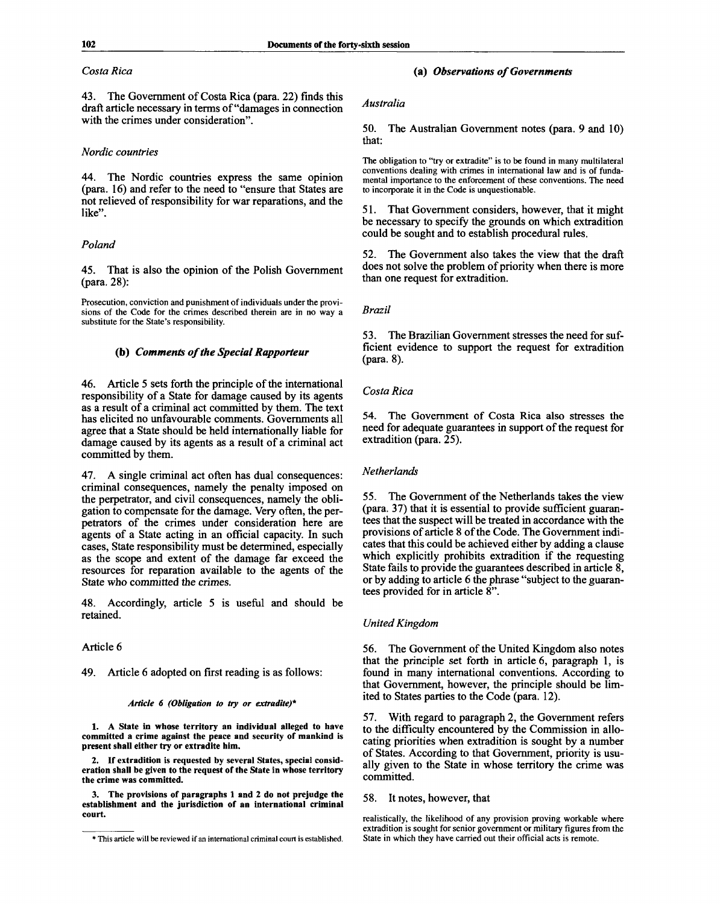*Costa Rica*

43. The Government of Costa Rica (para. 22) finds this draft article necessary in terms of "damages in connection with the crimes under consideration".

*Nordic countries*

44. The Nordic countries express the same opinion (para. 16) and refer to the need to "ensure that States are not relieved of responsibility for war reparations, and the like".

*Poland*

45. That is also the opinion of the Polish Government (para. 28):

> Prosecution, conviction and punishment of individuals under the provisions of the Code for the crimes described therein are in no way a substitute for the State's responsibility.

### (b) *Comments of the Special Rapporteur*

46. Article 5 sets forth the principle of the international responsibility of a State for damage caused by its agents as a result of a criminal act committed by them. The text has elicited no unfavourable comments. Governments all agree that a State should be held internationally liable for damage caused by its agents as a result of a criminal act committed by them.

47. A single criminal act often has dual consequences: criminal consequences, namely the penalty imposed on the perpetrator, and civil consequences, namely the obligation to compensate for the damage. Very often, the perpetrators of the crimes under consideration here are agents of a State acting in an official capacity. In such cases, State responsibility must be determined, especially as the scope and extent of the damage far exceed the resources for reparation available to the agents of the State who committed the crimes.

48. Accordingly, article 5 is useful and should be retained.

Article 6

49. Article 6 adopted on first reading is as follows:

***Article 6 (Obligation to try or extradite)****

**1. A State in whose territory an individual alleged to have committed a crime against the peace and security of mankind is present shall either try or extradite him.**

**2. If extradition is requested by several States, special consideration shall be given to the request of the State in whose territory the crime was committed.**

**3. The provisions of paragraphs 1 and 2 do not prejudge the establishment and the jurisdiction of an international criminal court.**

\* This article will be reviewed if an international criminal court is established.

### (a) *Observations of Governments*

*Australia*

50. The Australian Government notes (para. 9 and 10) that:

> The obligation to "try or extradite" is to be found in many multilateral conventions dealing with crimes in international law and is of fundamental importance to the enforcement of these conventions. The need to incorporate it in the Code is unquestionable.

51. That Government considers, however, that it might be necessary to specify the grounds on which extradition could be sought and to establish procedural rules.

52. The Government also takes the view that the draft does not solve the problem of priority when there is more than one request for extradition.

*Brazil*

53. The Brazilian Government stresses the need for sufficient evidence to support the request for extradition (para. 8).

*Costa Rica*

54. The Government of Costa Rica also stresses the need for adequate guarantees in support of the request for extradition (para. 25).

*Netherlands*

55. The Government of the Netherlands takes the view (para. 37) that it is essential to provide sufficient guarantees that the suspect will be treated in accordance with the provisions of article 8 of the Code. The Government indicates that this could be achieved either by adding a clause which explicitly prohibits extradition if the requesting State fails to provide the guarantees described in article 8, or by adding to article 6 the phrase "subject to the guarantees provided for in article 8".

*United Kingdom*

56. The Government of the United Kingdom also notes that the principle set forth in article 6, paragraph 1, is found in many international conventions. According to that Government, however, the principle should be limited to States parties to the Code (para. 12).

57. With regard to paragraph 2, the Government refers to the difficulty encountered by the Commission in allocating priorities when extradition is sought by a number of States. According to that Government, priority is usually given to the State in whose territory the crime was committed.

58. It notes, however, that

> realistically, the likelihood of any provision proving workable where extradition is sought for senior government or military figures from the State in which they have carried out their official acts is remote.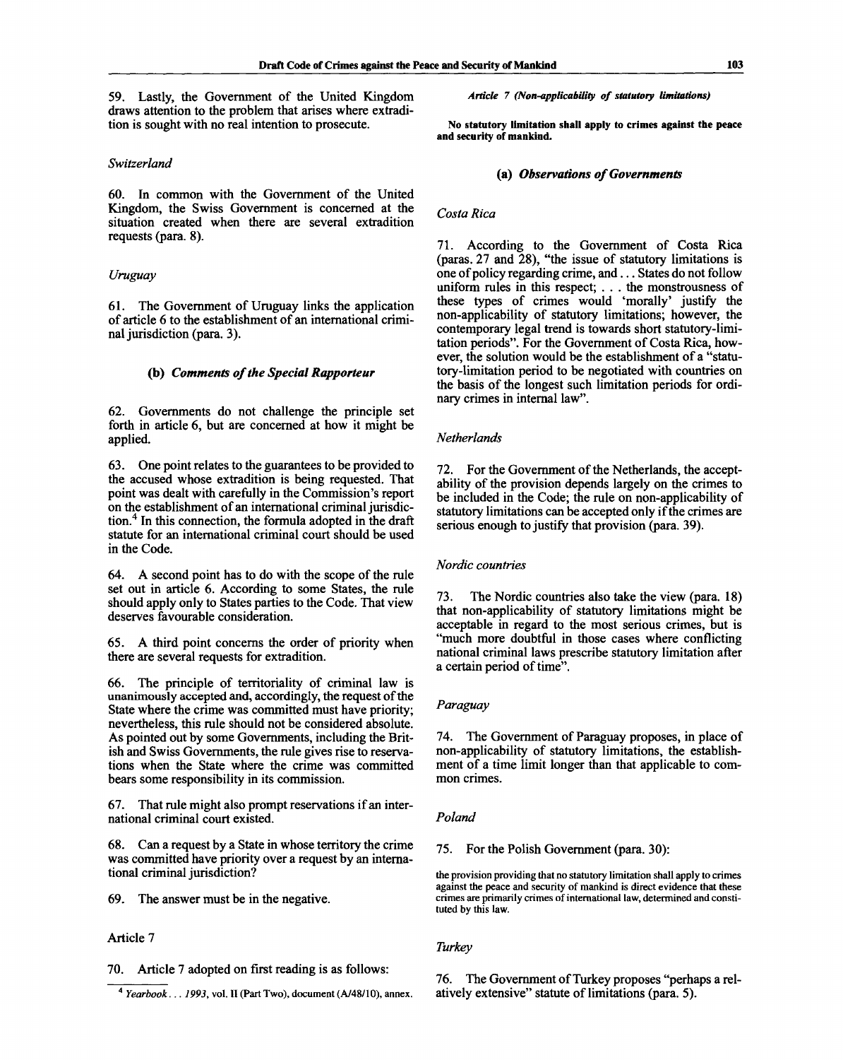59. Lastly, the Government of the United Kingdom draws attention to the problem that arises where extradition is sought with no real intention to prosecute.

*Switzerland*

60. In common with the Government of the United Kingdom, the Swiss Government is concerned at the situation created when there are several extradition requests (para. 8).

*Uruguay*

61. The Government of Uruguay links the application of article 6 to the establishment of an international criminal jurisdiction (para. 3).

### (b) *Comments of the Special Rapporteur*

62. Governments do not challenge the principle set forth in article 6, but are concerned at how it might be applied.

63. One point relates to the guarantees to be provided to the accused whose extradition is being requested. That point was dealt with carefully in the Commission's report on the establishment of an international criminal jurisdiction.[4] In this connection, the formula adopted in the draft statute for an international criminal court should be used in the Code.

64. A second point has to do with the scope of the rule set out in article 6. According to some States, the rule should apply only to States parties to the Code. That view deserves favourable consideration.

65. A third point concerns the order of priority when there are several requests for extradition.

66. The principle of territoriality of criminal law is unanimously accepted and, accordingly, the request of the State where the crime was committed must have priority; nevertheless, this rule should not be considered absolute. As pointed out by some Governments, including the British and Swiss Governments, the rule gives rise to reservations when the State where the crime was committed bears some responsibility in its commission.

67. That rule might also prompt reservations if an international criminal court existed.

68. Can a request by a State in whose territory the crime was committed have priority over a request by an international criminal jurisdiction?

69. The answer must be in the negative.

Article 7

70. Article 7 adopted on first reading is as follows:

***Article 7 (Non-applicability of statutory limitations)***

**No statutory limitation shall apply to crimes against the peace and security of mankind.**

### (a) *Observations of Governments*

*Costa Rica*

71. According to the Government of Costa Rica (paras. 27 and 28), "the issue of statutory limitations is one of policy regarding crime, and . . . States do not follow uniform rules in this respect; . . . the monstrousness of these types of crimes would 'morally' justify the non-applicability of statutory limitations; however, the contemporary legal trend is towards short statutory-limitation periods". For the Government of Costa Rica, however, the solution would be the establishment of a "statutory-limitation period to be negotiated with countries on the basis of the longest such limitation periods for ordinary crimes in internal law".

*Netherlands*

72. For the Government of the Netherlands, the acceptability of the provision depends largely on the crimes to be included in the Code; the rule on non-applicability of statutory limitations can be accepted only if the crimes are serious enough to justify that provision (para. 39).

*Nordic countries*

73. The Nordic countries also take the view (para. 18) that non-applicability of statutory limitations might be acceptable in regard to the most serious crimes, but is "much more doubtful in those cases where conflicting national criminal laws prescribe statutory limitation after a certain period of time".

*Paraguay*

74. The Government of Paraguay proposes, in place of non-applicability of statutory limitations, the establishment of a time limit longer than that applicable to common crimes.

*Poland*

75. For the Polish Government (para. 30):

> the provision providing that no statutory limitation shall apply to crimes against the peace and security of mankind is direct evidence that these crimes are primarily crimes of international law, determined and constituted by this law.

*Turkey*

76. The Government of Turkey proposes "perhaps a relatively extensive" statute of limitations (para. 5).

---

[4] *Yearbook . . . 1993*, vol. II (Part Two), document (A/48/10), annex.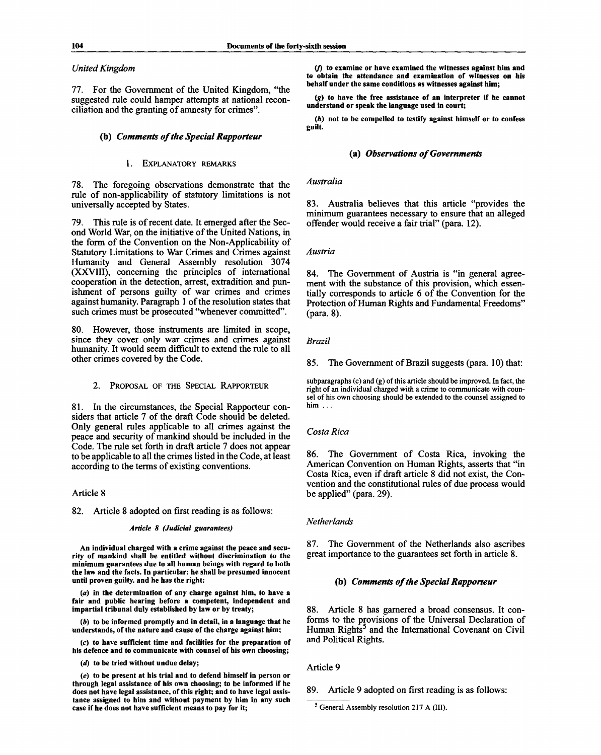*United Kingdom*

77. For the Government of the United Kingdom, "the suggested rule could hamper attempts at national reconciliation and the granting of amnesty for crimes".

### (b) *Comments of the Special Rapporteur*

#### 1. Explanatory remarks

78. The foregoing observations demonstrate that the rule of non-applicability of statutory limitations is not universally accepted by States.

79. This rule is of recent date. It emerged after the Second World War, on the initiative of the United Nations, in the form of the Convention on the Non-Applicability of Statutory Limitations to War Crimes and Crimes against Humanity and General Assembly resolution 3074 (XXVIII), concerning the principles of international cooperation in the detection, arrest, extradition and punishment of persons guilty of war crimes and crimes against humanity. Paragraph 1 of the resolution states that such crimes must be prosecuted "whenever committed".

80. However, those instruments are limited in scope, since they cover only war crimes and crimes against humanity. It would seem difficult to extend the rule to all other crimes covered by the Code.

#### 2. Proposal of the Special Rapporteur

81. In the circumstances, the Special Rapporteur considers that article 7 of the draft Code should be deleted. Only general rules applicable to all crimes against the peace and security of mankind should be included in the Code. The rule set forth in draft article 7 does not appear to be applicable to all the crimes listed in the Code, at least according to the terms of existing conventions.

Article 8

82. Article 8 adopted on first reading is as follows:

*Article 8 (Judicial guarantees)*

**An individual charged with a crime against the peace and security of mankind shall be entitled without discrimination to the minimum guarantees due to all human beings with regard to both the law and the facts. In particular: he shall be presumed innocent until proven guilty, and he has the right:**

**(*a*) in the determination of any charge against him, to have a fair and public hearing before a competent, independent and impartial tribunal duly established by law or by treaty;**

**(*b*) to be informed promptly and in detail, in a language that he understands, of the nature and cause of the charge against him;**

**(*c*) to have sufficient time and facilities for the preparation of his defence and to communicate with counsel of his own choosing;**

**(*d*) to be tried without undue delay;**

**(*e*) to be present at his trial and to defend himself in person or through legal assistance of his own choosing; to be informed if he does not have legal assistance, of this right; and to have legal assistance assigned to him and without payment by him in any such case if he does not have sufficient means to pay for it;**

**(*f*) to examine or have examined the witnesses against him and to obtain the attendance and examination of witnesses on his behalf under the same conditions as witnesses against him;**

**(*g*) to have the free assistance of an interpreter if he cannot understand or speak the language used in court;**

**(*h*) not to be compelled to testify against himself or to confess guilt.**

### (a) *Observations of Governments*

*Australia*

83. Australia believes that this article "provides the minimum guarantees necessary to ensure that an alleged offender would receive a fair trial" (para. 12).

*Austria*

84. The Government of Austria is "in general agreement with the substance of this provision, which essentially corresponds to article 6 of the Convention for the Protection of Human Rights and Fundamental Freedoms" (para. 8).

*Brazil*

85. The Government of Brazil suggests (para. 10) that:

> subparagraphs (c) and (g) of this article should be improved. In fact, the right of an individual charged with a crime to communicate with counsel of his own choosing should be extended to the counsel assigned to him . . .

*Costa Rica*

86. The Government of Costa Rica, invoking the American Convention on Human Rights, asserts that "in Costa Rica, even if draft article 8 did not exist, the Convention and the constitutional rules of due process would be applied" (para. 29).

*Netherlands*

87. The Government of the Netherlands also ascribes great importance to the guarantees set forth in article 8.

### (b) *Comments of the Special Rapporteur*

88. Article 8 has garnered a broad consensus. It conforms to the provisions of the Universal Declaration of Human Rights[5] and the International Covenant on Civil and Political Rights.

Article 9

89. Article 9 adopted on first reading is as follows:

[5] General Assembly resolution 217 A (III).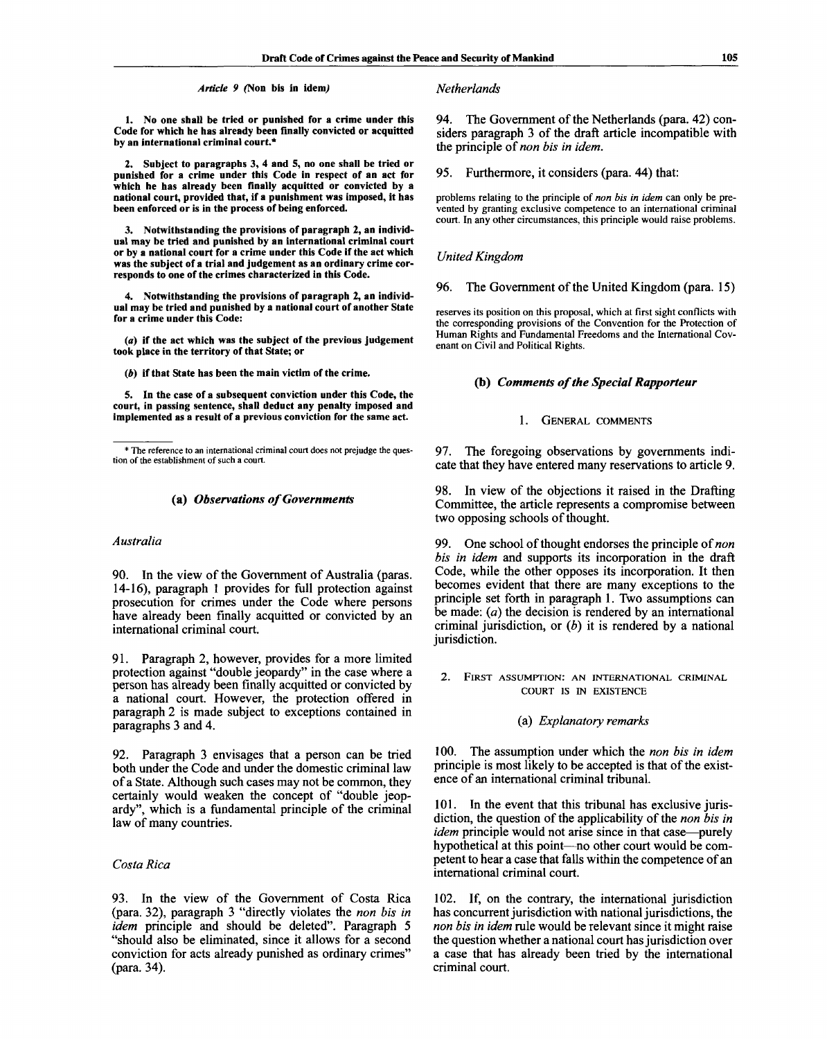*Article 9 (*Non bis in idem*)*

**1. No one shall be tried or punished for a crime under this Code for which he has already been finally convicted or acquitted by an international criminal court.***

**2. Subject to paragraphs 3, 4 and 5, no one shall be tried or punished for a crime under this Code in respect of an act for which he has already been finally acquitted or convicted by a national court, provided that, if a punishment was imposed, it has been enforced or is in the process of being enforced.**

**3. Notwithstanding the provisions of paragraph 2, an individual may be tried and punished by an international criminal court or by a national court for a crime under this Code if the act which was the subject of a trial and judgement as an ordinary crime corresponds to one of the crimes characterized in this Code.**

**4. Notwithstanding the provisions of paragraph 2, an individual may be tried and punished by a national court of another State for a crime under this Code:**

**(*a*) if the act which was the subject of the previous judgement took place in the territory of that State; or**

**(*b*) if that State has been the main victim of the crime.**

**5. In the case of a subsequent conviction under this Code, the court, in passing sentence, shall deduct any penalty imposed and implemented as a result of a previous conviction for the same act.**

* The reference to an international criminal court does not prejudge the question of the establishment of such a court.

### (a) *Observations of Governments*

*Australia*

90. In the view of the Government of Australia (paras. 14-16), paragraph 1 provides for full protection against prosecution for crimes under the Code where persons have already been finally acquitted or convicted by an international criminal court.

91. Paragraph 2, however, provides for a more limited protection against "double jeopardy" in the case where a person has already been finally acquitted or convicted by a national court. However, the protection offered in paragraph 2 is made subject to exceptions contained in paragraphs 3 and 4.

92. Paragraph 3 envisages that a person can be tried both under the Code and under the domestic criminal law of a State. Although such cases may not be common, they certainly would weaken the concept of "double jeopardy", which is a fundamental principle of the criminal law of many countries.

*Costa Rica*

93. In the view of the Government of Costa Rica (para. 32), paragraph 3 "directly violates the *non bis in idem* principle and should be deleted". Paragraph 5 "should also be eliminated, since it allows for a second conviction for acts already punished as ordinary crimes" (para. 34).

*Netherlands*

94. The Government of the Netherlands (para. 42) considers paragraph 3 of the draft article incompatible with the principle of *non bis in idem*.

95. Furthermore, it considers (para. 44) that:

problems relating to the principle of *non bis in idem* can only be prevented by granting exclusive competence to an international criminal court. In any other circumstances, this principle would raise problems.

*United Kingdom*

96. The Government of the United Kingdom (para. 15)

reserves its position on this proposal, which at first sight conflicts with the corresponding provisions of the Convention for the Protection of Human Rights and Fundamental Freedoms and the International Covenant on Civil and Political Rights.

### (b) *Comments of the Special Rapporteur*

#### 1. General comments

97. The foregoing observations by governments indicate that they have entered many reservations to article 9.

98. In view of the objections it raised in the Drafting Committee, the article represents a compromise between two opposing schools of thought.

99. One school of thought endorses the principle of *non bis in idem* and supports its incorporation in the draft Code, while the other opposes its incorporation. It then becomes evident that there are many exceptions to the principle set forth in paragraph 1. Two assumptions can be made: (*a*) the decision is rendered by an international criminal jurisdiction, or (*b*) it is rendered by a national jurisdiction.

#### 2. First assumption: an international criminal court is in existence

##### (a) *Explanatory remarks*

100. The assumption under which the *non bis in idem* principle is most likely to be accepted is that of the existence of an international criminal tribunal.

101. In the event that this tribunal has exclusive jurisdiction, the question of the applicability of the *non bis in idem* principle would not arise since in that case—purely hypothetical at this point—no other court would be competent to hear a case that falls within the competence of an international criminal court.

102. If, on the contrary, the international jurisdiction has concurrent jurisdiction with national jurisdictions, the *non bis in idem* rule would be relevant since it might raise the question whether a national court has jurisdiction over a case that has already been tried by the international criminal court.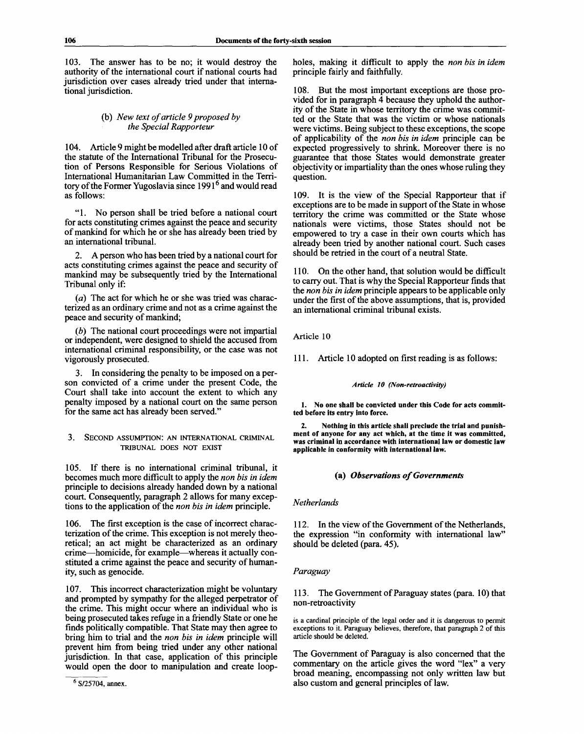103. The answer has to be no; it would destroy the authority of the international court if national courts had jurisdiction over cases already tried under that international jurisdiction.

#### (b) *New text of article 9 proposed by the Special Rapporteur*

104. Article 9 might be modelled after draft article 10 of the statute of the International Tribunal for the Prosecution of Persons Responsible for Serious Violations of International Humanitarian Law Committed in the Territory of the Former Yugoslavia since 1991[6] and would read as follows:

"1. No person shall be tried before a national court for acts constituting crimes against the peace and security of mankind for which he or she has already been tried by an international tribunal.

2. A person who has been tried by a national court for acts constituting crimes against the peace and security of mankind may be subsequently tried by the International Tribunal only if:

(*a*) The act for which he or she was tried was characterized as an ordinary crime and not as a crime against the peace and security of mankind;

(*b*) The national court proceedings were not impartial or independent, were designed to shield the accused from international criminal responsibility, or the case was not vigorously prosecuted.

3. In considering the penalty to be imposed on a person convicted of a crime under the present Code, the Court shall take into account the extent to which any penalty imposed by a national court on the same person for the same act has already been served."

### 3. SECOND ASSUMPTION: AN INTERNATIONAL CRIMINAL TRIBUNAL DOES NOT EXIST

105. If there is no international criminal tribunal, it becomes much more difficult to apply the *non bis in idem* principle to decisions already handed down by a national court. Consequently, paragraph 2 allows for many exceptions to the application of the *non bis in idem* principle.

106. The first exception is the case of incorrect characterization of the crime. This exception is not merely theoretical; an act might be characterized as an ordinary crime—homicide, for example—whereas it actually constituted a crime against the peace and security of humanity, such as genocide.

107. This incorrect characterization might be voluntary and prompted by sympathy for the alleged perpetrator of the crime. This might occur where an individual who is being prosecuted takes refuge in a friendly State or one he finds politically compatible. That State may then agree to bring him to trial and the *non bis in idem* principle will prevent him from being tried under any other national jurisdiction. In that case, application of this principle would open the door to manipulation and create loopholes, making it difficult to apply the *non bis in idem* principle fairly and faithfully.

108. But the most important exceptions are those provided for in paragraph 4 because they uphold the authority of the State in whose territory the crime was committed or the State that was the victim or whose nationals were victims. Being subject to these exceptions, the scope of applicability of the *non bis in idem* principle can be expected progressively to shrink. Moreover there is no guarantee that those States would demonstrate greater objectivity or impartiality than the ones whose ruling they question.

109. It is the view of the Special Rapporteur that if exceptions are to be made in support of the State in whose territory the crime was committed or the State whose nationals were victims, those States should not be empowered to try a case in their own courts which has already been tried by another national court. Such cases should be retried in the court of a neutral State.

110. On the other hand, that solution would be difficult to carry out. That is why the Special Rapporteur finds that the *non bis in idem* principle appears to be applicable only under the first of the above assumptions, that is, provided an international criminal tribunal exists.

Article 10

111. Article 10 adopted on first reading is as follows:

*Article 10 (Non-retroactivity)*

**1. No one shall be convicted under this Code for acts committed before its entry into force.**

**2. Nothing in this article shall preclude the trial and punishment of anyone for any act which, at the time it was committed, was criminal in accordance with international law or domestic law applicable in conformity with international law.**

#### (a) *Observations of Governments*

*Netherlands*

112. In the view of the Government of the Netherlands, the expression "in conformity with international law" should be deleted (para. 45).

*Paraguay*

113. The Government of Paraguay states (para. 10) that non-retroactivity

> is a cardinal principle of the legal order and it is dangerous to permit exceptions to it. Paraguay believes, therefore, that paragraph 2 of this article should be deleted.

The Government of Paraguay is also concerned that the commentary on the article gives the word "lex" a very broad meaning, encompassing not only written law but also custom and general principles of law.

[6] S/25704, annex.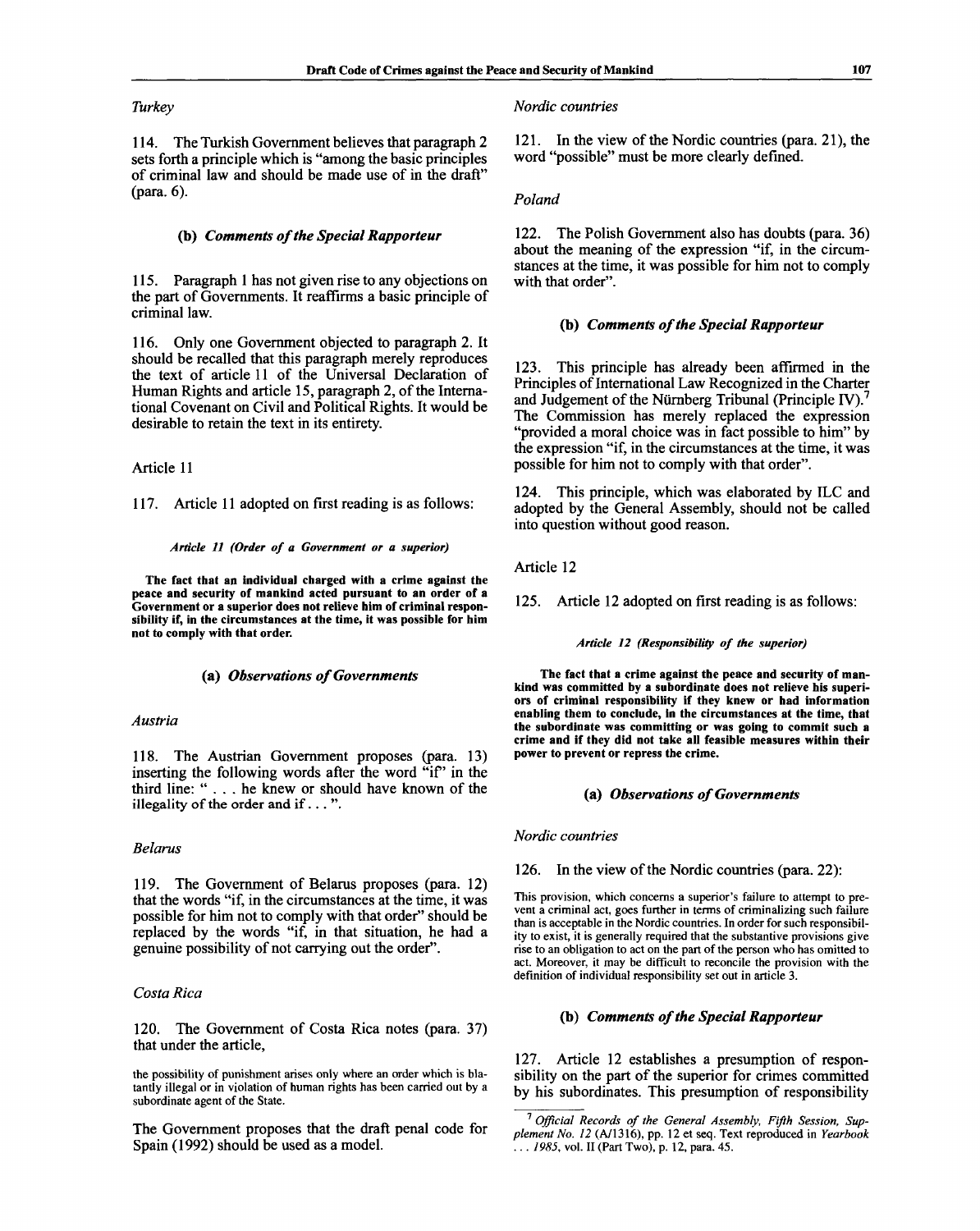*Turkey*

114. The Turkish Government believes that paragraph 2 sets forth a principle which is "among the basic principles of criminal law and should be made use of in the draft" (para. 6).

### (b) *Comments of the Special Rapporteur*

115. Paragraph 1 has not given rise to any objections on the part of Governments. It reaffirms a basic principle of criminal law.

116. Only one Government objected to paragraph 2. It should be recalled that this paragraph merely reproduces the text of article 11 of the Universal Declaration of Human Rights and article 15, paragraph 2, of the International Covenant on Civil and Political Rights. It would be desirable to retain the text in its entirety.

Article 11

117. Article 11 adopted on first reading is as follows:

*Article 11 (Order of a Government or a superior)*

**The fact that an individual charged with a crime against the peace and security of mankind acted pursuant to an order of a Government or a superior does not relieve him of criminal responsibility if, in the circumstances at the time, it was possible for him not to comply with that order.**

### (a) *Observations of Governments*

*Austria*

118. The Austrian Government proposes (para. 13) inserting the following words after the word "if" in the third line: " . . . he knew or should have known of the illegality of the order and if . . . ".

*Belarus*

119. The Government of Belarus proposes (para. 12) that the words "if, in the circumstances at the time, it was possible for him not to comply with that order" should be replaced by the words "if, in that situation, he had a genuine possibility of not carrying out the order".

*Costa Rica*

120. The Government of Costa Rica notes (para. 37) that under the article,

> the possibility of punishment arises only where an order which is blatantly illegal or in violation of human rights has been carried out by a subordinate agent of the State.

The Government proposes that the draft penal code for Spain (1992) should be used as a model.

*Nordic countries*

121. In the view of the Nordic countries (para. 21), the word "possible" must be more clearly defined.

*Poland*

122. The Polish Government also has doubts (para. 36) about the meaning of the expression "if, in the circumstances at the time, it was possible for him not to comply with that order".

### (b) *Comments of the Special Rapporteur*

123. This principle has already been affirmed in the Principles of International Law Recognized in the Charter and Judgement of the Nürnberg Tribunal (Principle IV).[7] The Commission has merely replaced the expression "provided a moral choice was in fact possible to him" by the expression "if, in the circumstances at the time, it was possible for him not to comply with that order".

124. This principle, which was elaborated by ILC and adopted by the General Assembly, should not be called into question without good reason.

Article 12

125. Article 12 adopted on first reading is as follows:

*Article 12 (Responsibility of the superior)*

**The fact that a crime against the peace and security of mankind was committed by a subordinate does not relieve his superiors of criminal responsibility if they knew or had information enabling them to conclude, in the circumstances at the time, that the subordinate was committing or was going to commit such a crime and if they did not take all feasible measures within their power to prevent or repress the crime.**

### (a) *Observations of Governments*

*Nordic countries*

126. In the view of the Nordic countries (para. 22):

> This provision, which concerns a superior's failure to attempt to prevent a criminal act, goes further in terms of criminalizing such failure than is acceptable in the Nordic countries. In order for such responsibility to exist, it is generally required that the substantive provisions give rise to an obligation to act on the part of the person who has omitted to act. Moreover, it may be difficult to reconcile the provision with the definition of individual responsibility set out in article 3.

### (b) *Comments of the Special Rapporteur*

127. Article 12 establishes a presumption of responsibility on the part of the superior for crimes committed by his subordinates. This presumption of responsibility

---

[7] *Official Records of the General Assembly, Fifth Session, Supplement No. 12* (A/1316), pp. 12 et seq. Text reproduced in *Yearbook . . . 1985*, vol. II (Part Two), p. 12, para. 45.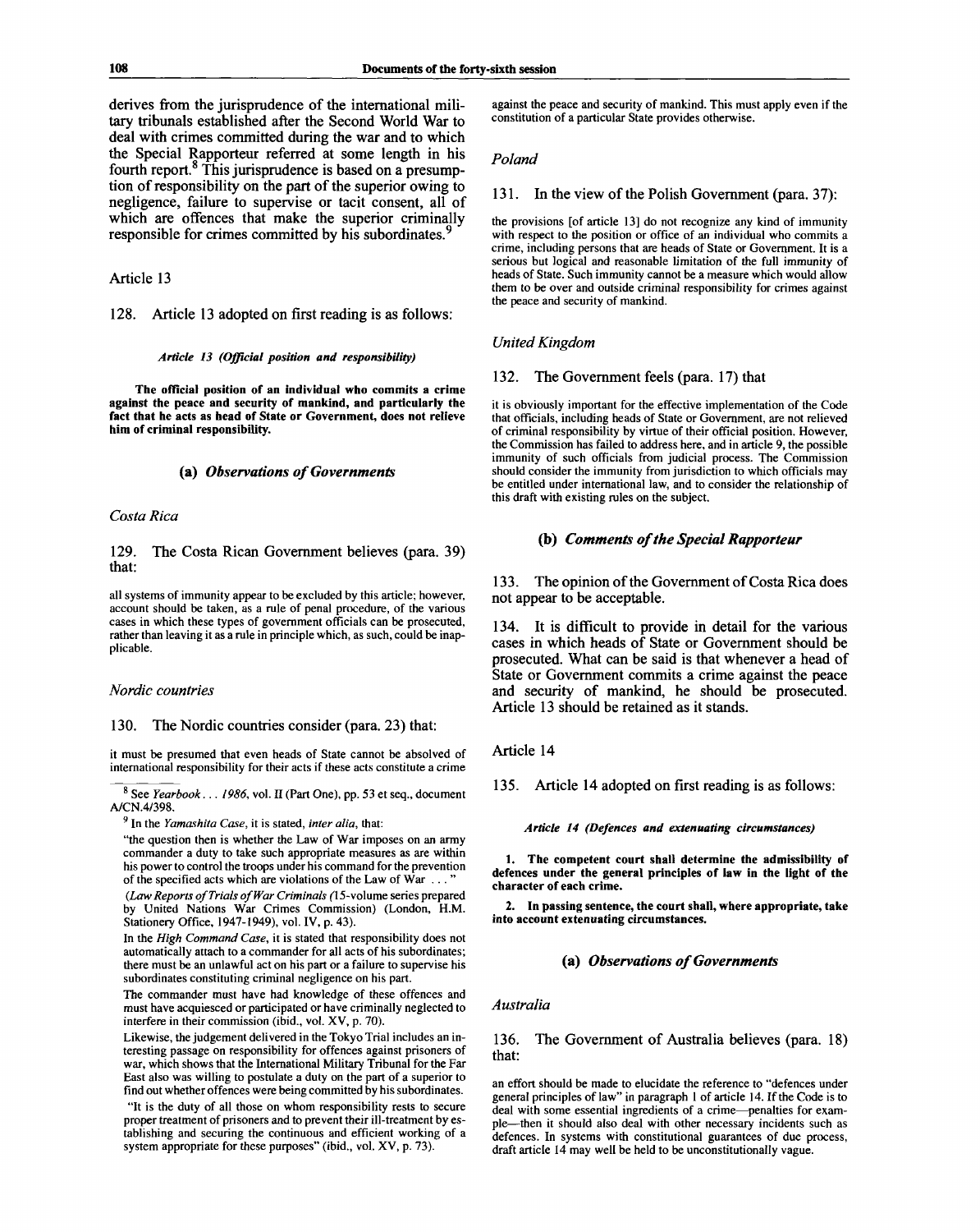derives from the jurisprudence of the international military tribunals established after the Second World War to deal with crimes committed during the war and to which the Special Rapporteur referred at some length in his fourth report.[8] This jurisprudence is based on a presumption of responsibility on the part of the superior owing to negligence, failure to supervise or tacit consent, all of which are offences that make the superior criminally responsible for crimes committed by his subordinates.[9]

Article 13

128. Article 13 adopted on first reading is as follows:

***Article 13 (Official position and responsibility)***

**The official position of an individual who commits a crime against the peace and security of mankind, and particularly the fact that he acts as head of State or Government, does not relieve him of criminal responsibility.**

### (a) *Observations of Governments*

*Costa Rica*

129. The Costa Rican Government believes (para. 39) that:

all systems of immunity appear to be excluded by this article; however, account should be taken, as a rule of penal procedure, of the various cases in which these types of government officials can be prosecuted, rather than leaving it as a rule in principle which, as such, could be inapplicable.

*Nordic countries*

130. The Nordic countries consider (para. 23) that:

it must be presumed that even heads of State cannot be absolved of international responsibility for their acts if these acts constitute a crime against the peace and security of mankind. This must apply even if the constitution of a particular State provides otherwise.

*Poland*

131. In the view of the Polish Government (para. 37):

the provisions [of article 13] do not recognize any kind of immunity with respect to the position or office of an individual who commits a crime, including persons that are heads of State or Government. It is a serious but logical and reasonable limitation of the full immunity of heads of State. Such immunity cannot be a measure which would allow them to be over and outside criminal responsibility for crimes against the peace and security of mankind.

*United Kingdom*

132. The Government feels (para. 17) that

it is obviously important for the effective implementation of the Code that officials, including heads of State or Government, are not relieved of criminal responsibility by virtue of their official position. However, the Commission has failed to address here, and in article 9, the possible immunity of such officials from judicial process. The Commission should consider the immunity from jurisdiction to which officials may be entitled under international law, and to consider the relationship of this draft with existing rules on the subject.

### (b) *Comments of the Special Rapporteur*

133. The opinion of the Government of Costa Rica does not appear to be acceptable.

134. It is difficult to provide in detail for the various cases in which heads of State or Government should be prosecuted. What can be said is that whenever a head of State or Government commits a crime against the peace and security of mankind, he should be prosecuted. Article 13 should be retained as it stands.

Article 14

135. Article 14 adopted on first reading is as follows:

***Article 14 (Defences and extenuating circumstances)***

**1. The competent court shall determine the admissibility of defences under the general principles of law in the light of the character of each crime.**

**2. In passing sentence, the court shall, where appropriate, take into account extenuating circumstances.**

### (a) *Observations of Governments*

*Australia*

136. The Government of Australia believes (para. 18) that:

an effort should be made to elucidate the reference to "defences under general principles of law" in paragraph 1 of article 14. If the Code is to deal with some essential ingredients of a crime—penalties for example—then it should also deal with other necessary incidents such as defences. In systems with constitutional guarantees of due process, draft article 14 may well be held to be unconstitutionally vague.

---

[8] See *Yearbook... 1986*, vol. II (Part One), pp. 53 et seq., document A/CN.4/398.

[9] In the *Yamashita Case*, it is stated, *inter alia*, that:

"the question then is whether the Law of War imposes on an army commander a duty to take such appropriate measures as are within his power to control the troops under his command for the prevention of the specified acts which are violations of the Law of War ..."

*(Law Reports of Trials of War Criminals (*15-volume series prepared by United Nations War Crimes Commission) (London, H.M. Stationery Office, 1947-1949), vol. IV, p. 43).

In the *High Command Case*, it is stated that responsibility does not automatically attach to a commander for all acts of his subordinates; there must be an unlawful act on his part or a failure to supervise his subordinates constituting criminal negligence on his part.

The commander must have had knowledge of these offences and must have acquiesced or participated or have criminally neglected to interfere in their commission (ibid., vol. XV, p. 70).

Likewise, the judgement delivered in the Tokyo Trial includes an interesting passage on responsibility for offences against prisoners of war, which shows that the International Military Tribunal for the Far East also was willing to postulate a duty on the part of a superior to find out whether offences were being committed by his subordinates.

"It is the duty of all those on whom responsibility rests to secure proper treatment of prisoners and to prevent their ill-treatment by establishing and securing the continuous and efficient working of a system appropriate for these purposes" (ibid., vol. XV, p. 73).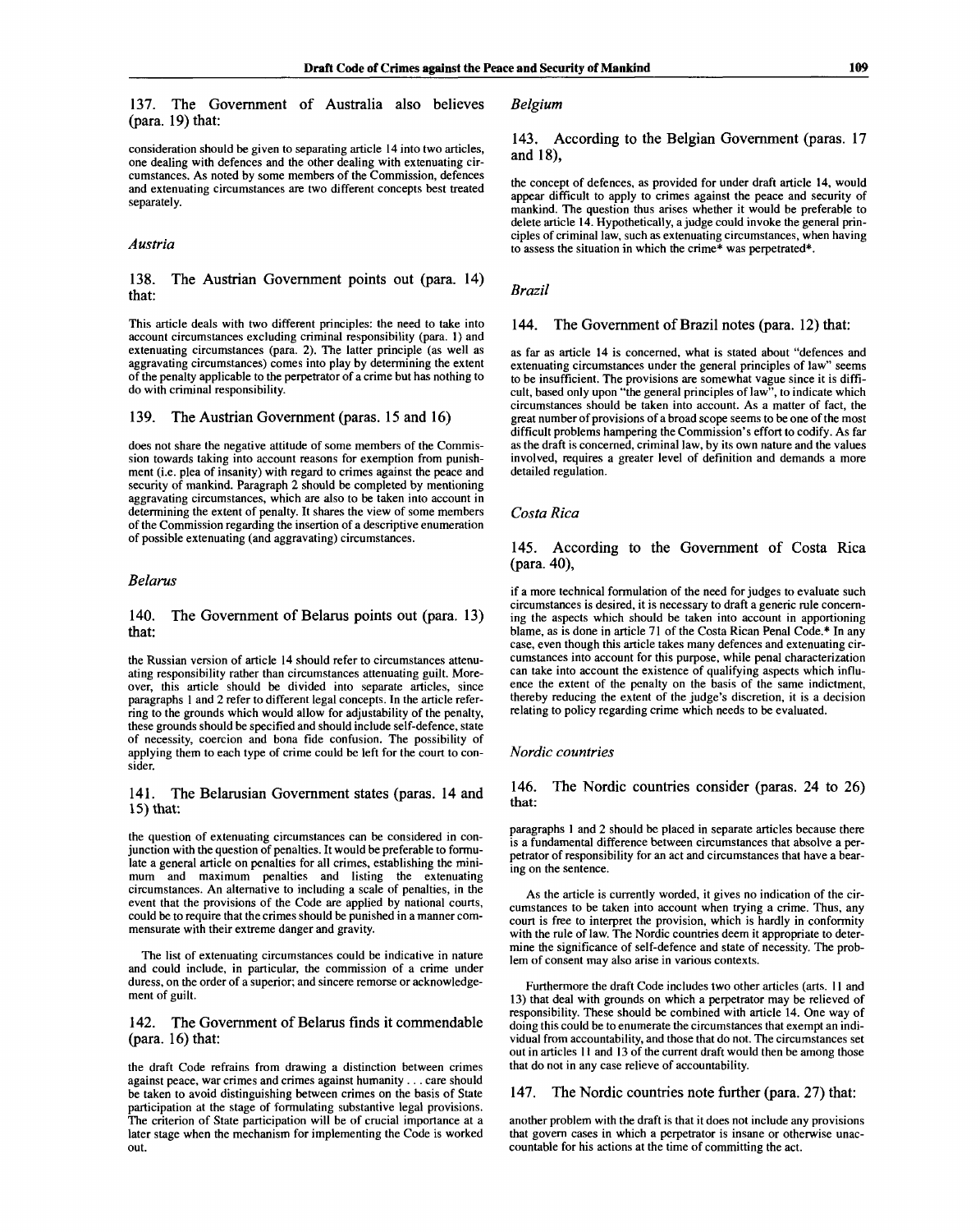137. The Government of Australia also believes (para. 19) that:

consideration should be given to separating article 14 into two articles, one dealing with defences and the other dealing with extenuating circumstances. As noted by some members of the Commission, defences and extenuating circumstances are two different concepts best treated separately.

*Austria*

138. The Austrian Government points out (para. 14) that:

This article deals with two different principles: the need to take into account circumstances excluding criminal responsibility (para. 1) and extenuating circumstances (para. 2). The latter principle (as well as aggravating circumstances) comes into play by determining the extent of the penalty applicable to the perpetrator of a crime but has nothing to do with criminal responsibility.

139. The Austrian Government (paras. 15 and 16)

does not share the negative attitude of some members of the Commission towards taking into account reasons for exemption from punishment (i.e. plea of insanity) with regard to crimes against the peace and security of mankind. Paragraph 2 should be completed by mentioning aggravating circumstances, which are also to be taken into account in determining the extent of penalty. It shares the view of some members of the Commission regarding the insertion of a descriptive enumeration of possible extenuating (and aggravating) circumstances.

*Belarus*

140. The Government of Belarus points out (para. 13) that:

the Russian version of article 14 should refer to circumstances attenuating responsibility rather than circumstances attenuating guilt. Moreover, this article should be divided into separate articles, since paragraphs 1 and 2 refer to different legal concepts. In the article referring to the grounds which would allow for adjustability of the penalty, these grounds should be specified and should include self-defence, state of necessity, coercion and bona fide confusion. The possibility of applying them to each type of crime could be left for the court to consider.

141. The Belarusian Government states (paras. 14 and 15) that:

the question of extenuating circumstances can be considered in conjunction with the question of penalties. It would be preferable to formulate a general article on penalties for all crimes, establishing the minimum and maximum penalties and listing the extenuating circumstances. An alternative to including a scale of penalties, in the event that the provisions of the Code are applied by national courts, could be to require that the crimes should be punished in a manner commensurate with their extreme danger and gravity.

The list of extenuating circumstances could be indicative in nature and could include, in particular, the commission of a crime under duress, on the order of a superior; and sincere remorse or acknowledgement of guilt.

142. The Government of Belarus finds it commendable (para. 16) that:

the draft Code refrains from drawing a distinction between crimes against peace, war crimes and crimes against humanity . . . care should be taken to avoid distinguishing between crimes on the basis of State participation at the stage of formulating substantive legal provisions. The criterion of State participation will be of crucial importance at a later stage when the mechanism for implementing the Code is worked out.

*Belgium*

143. According to the Belgian Government (paras. 17 and 18),

the concept of defences, as provided for under draft article 14, would appear difficult to apply to crimes against the peace and security of mankind. The question thus arises whether it would be preferable to delete article 14. Hypothetically, a judge could invoke the general principles of criminal law, such as extenuating circumstances, when having to assess the situation in which the crime* was perpetrated*.

*Brazil*

144. The Government of Brazil notes (para. 12) that:

as far as article 14 is concerned, what is stated about "defences and extenuating circumstances under the general principles of law" seems to be insufficient. The provisions are somewhat vague since it is difficult, based only upon "the general principles of law", to indicate which circumstances should be taken into account. As a matter of fact, the great number of provisions of a broad scope seems to be one of the most difficult problems hampering the Commission's effort to codify. As far as the draft is concerned, criminal law, by its own nature and the values involved, requires a greater level of definition and demands a more detailed regulation.

*Costa Rica*

145. According to the Government of Costa Rica (para. 40),

if a more technical formulation of the need for judges to evaluate such circumstances is desired, it is necessary to draft a generic rule concerning the aspects which should be taken into account in apportioning blame, as is done in article 71 of the Costa Rican Penal Code.* In any case, even though this article takes many defences and extenuating circumstances into account for this purpose, while penal characterization can take into account the existence of qualifying aspects which influence the extent of the penalty on the basis of the same indictment, thereby reducing the extent of the judge's discretion, it is a decision relating to policy regarding crime which needs to be evaluated.

*Nordic countries*

146. The Nordic countries consider (paras. 24 to 26) that:

paragraphs 1 and 2 should be placed in separate articles because there is a fundamental difference between circumstances that absolve a perpetrator of responsibility for an act and circumstances that have a bearing on the sentence.

As the article is currently worded, it gives no indication of the circumstances to be taken into account when trying a crime. Thus, any court is free to interpret the provision, which is hardly in conformity with the rule of law. The Nordic countries deem it appropriate to determine the significance of self-defence and state of necessity. The problem of consent may also arise in various contexts.

Furthermore the draft Code includes two other articles (arts. 11 and 13) that deal with grounds on which a perpetrator may be relieved of responsibility. These should be combined with article 14. One way of doing this could be to enumerate the circumstances that exempt an individual from accountability, and those that do not. The circumstances set out in articles 11 and 13 of the current draft would then be among those that do not in any case relieve of accountability.

147. The Nordic countries note further (para. 27) that:

another problem with the draft is that it does not include any provisions that govern cases in which a perpetrator is insane or otherwise unaccountable for his actions at the time of committing the act.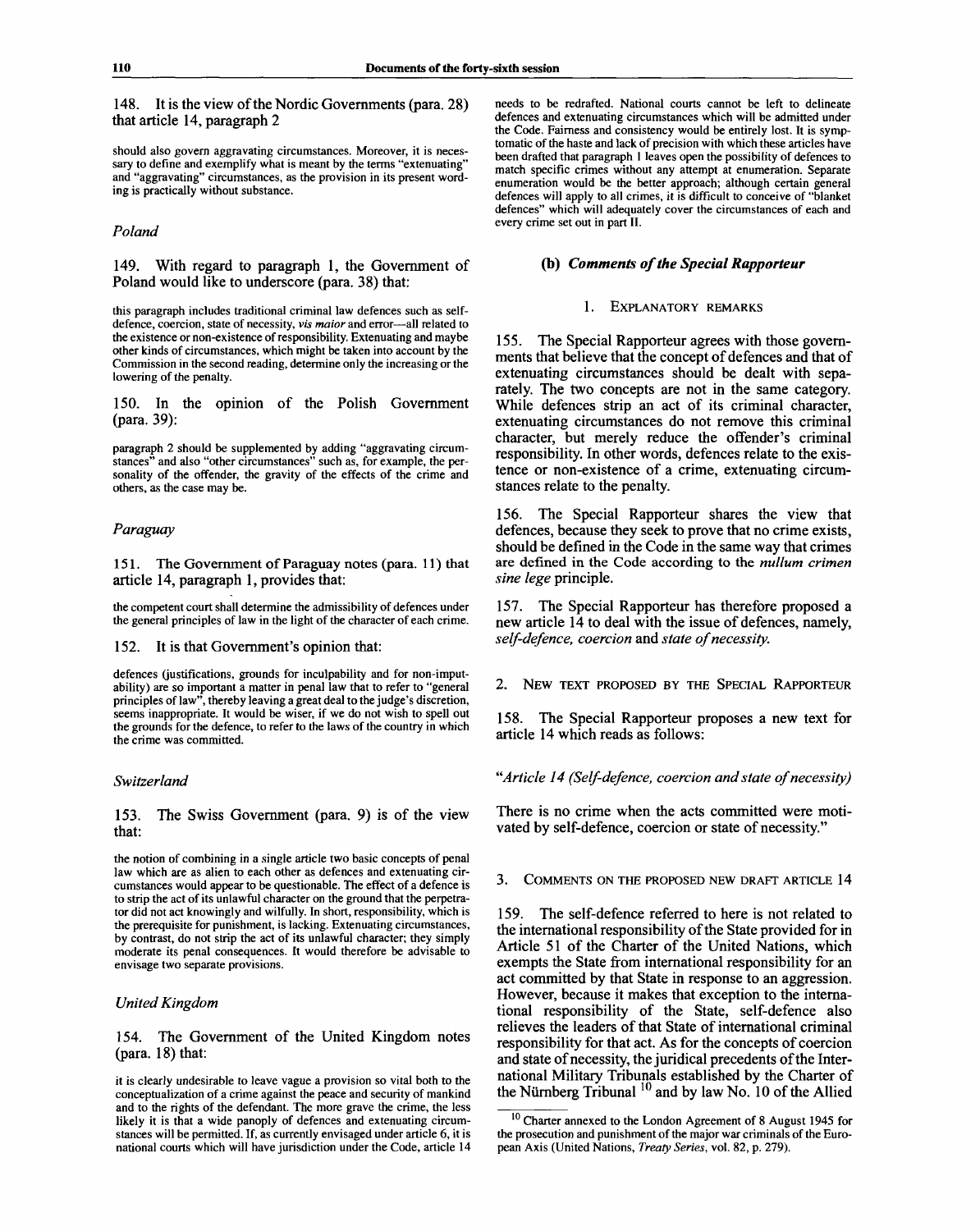148. It is the view of the Nordic Governments (para. 28) that article 14, paragraph 2

> should also govern aggravating circumstances. Moreover, it is necessary to define and exemplify what is meant by the terms "extenuating" and "aggravating" circumstances, as the provision in its present wording is practically without substance.

### *Poland*

149. With regard to paragraph 1, the Government of Poland would like to underscore (para. 38) that:

> this paragraph includes traditional criminal law defences such as self-defence, coercion, state of necessity, *vis maior* and error—all related to the existence or non-existence of responsibility. Extenuating and maybe other kinds of circumstances, which might be taken into account by the Commission in the second reading, determine only the increasing or the lowering of the penalty.

150. In the opinion of the Polish Government (para. 39):

> paragraph 2 should be supplemented by adding "aggravating circumstances" and also "other circumstances" such as, for example, the personality of the offender, the gravity of the effects of the crime and others, as the case may be.

### *Paraguay*

151. The Government of Paraguay notes (para. 11) that article 14, paragraph 1, provides that:

> the competent court shall determine the admissibility of defences under the general principles of law in the light of the character of each crime.

152. It is that Government's opinion that:

> defences (justifications, grounds for inculpability and for non-imputability) are so important a matter in penal law that to refer to "general principles of law", thereby leaving a great deal to the judge's discretion, seems inappropriate. It would be wiser, if we do not wish to spell out the grounds for the defence, to refer to the laws of the country in which the crime was committed.

### *Switzerland*

153. The Swiss Government (para. 9) is of the view that:

> the notion of combining in a single article two basic concepts of penal law which are as alien to each other as defences and extenuating circumstances would appear to be questionable. The effect of a defence is to strip the act of its unlawful character on the ground that the perpetrator did not act knowingly and wilfully. In short, responsibility, which is the prerequisite for punishment, is lacking. Extenuating circumstances, by contrast, do not strip the act of its unlawful character; they simply moderate its penal consequences. It would therefore be advisable to envisage two separate provisions.

### *United Kingdom*

154. The Government of the United Kingdom notes (para. 18) that:

> it is clearly undesirable to leave vague a provision so vital both to the conceptualization of a crime against the peace and security of mankind and to the rights of the defendant. The more grave the crime, the less likely it is that a wide panoply of defences and extenuating circumstances will be permitted. If, as currently envisaged under article 6, it is national courts which will have jurisdiction under the Code, article 14 needs to be redrafted. National courts cannot be left to delineate defences and extenuating circumstances which will be admitted under the Code. Fairness and consistency would be entirely lost. It is symptomatic of the haste and lack of precision with which these articles have been drafted that paragraph 1 leaves open the possibility of defences to match specific crimes without any attempt at enumeration. Separate enumeration would be the better approach; although certain general defences will apply to all crimes, it is difficult to conceive of "blanket defences" which will adequately cover the circumstances of each and every crime set out in part II.

## (b) *Comments of the Special Rapporteur*

### 1. Explanatory remarks

155. The Special Rapporteur agrees with those governments that believe that the concept of defences and that of extenuating circumstances should be dealt with separately. The two concepts are not in the same category. While defences strip an act of its criminal character, extenuating circumstances do not remove this criminal character, but merely reduce the offender's criminal responsibility. In other words, defences relate to the existence or non-existence of a crime, extenuating circumstances relate to the penalty.

156. The Special Rapporteur shares the view that defences, because they seek to prove that no crime exists, should be defined in the Code in the same way that crimes are defined in the Code according to the *nullum crimen sine lege* principle.

157. The Special Rapporteur has therefore proposed a new article 14 to deal with the issue of defences, namely, *self-defence, coercion* and *state of necessity.*

### 2. New text proposed by the Special Rapporteur

158. The Special Rapporteur proposes a new text for article 14 which reads as follows:

"*Article 14 (Self-defence, coercion and state of necessity)*

There is no crime when the acts committed were motivated by self-defence, coercion or state of necessity."

### 3. Comments on the proposed new draft article 14

159. The self-defence referred to here is not related to the international responsibility of the State provided for in Article 51 of the Charter of the United Nations, which exempts the State from international responsibility for an act committed by that State in response to an aggression. However, because it makes that exception to the international responsibility of the State, self-defence also relieves the leaders of that State of international criminal responsibility for that act. As for the concepts of coercion and state of necessity, the juridical precedents of the International Military Tribunals established by the Charter of the Nürnberg Tribunal [10] and by law No. 10 of the Allied

---

[10] Charter annexed to the London Agreement of 8 August 1945 for the prosecution and punishment of the major war criminals of the European Axis (United Nations, *Treaty Series*, vol. 82, p. 279).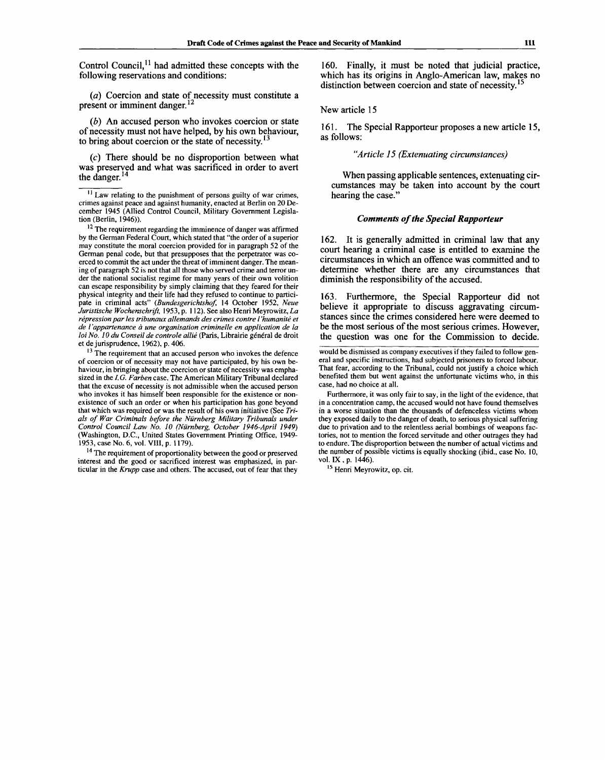Control Council,[11] had admitted these concepts with the following reservations and conditions:

(*a*) Coercion and state of necessity must constitute a present or imminent danger.[12]

(*b*) An accused person who invokes coercion or state of necessity must not have helped, by his own behaviour, to bring about coercion or the state of necessity.[13]

(*c*) There should be no disproportion between what was preserved and what was sacrificed in order to avert the danger.[14]

160. Finally, it must be noted that judicial practice, which has its origins in Anglo-American law, makes no distinction between coercion and state of necessity.[15]

New article 15

161. The Special Rapporteur proposes a new article 15, as follows:

*"Article 15 (Extenuating circumstances)*

When passing applicable sentences, extenuating circumstances may be taken into account by the court hearing the case."

### *Comments of the Special Rapporteur*

162. It is generally admitted in criminal law that any court hearing a criminal case is entitled to examine the circumstances in which an offence was committed and to determine whether there are any circumstances that diminish the responsibility of the accused.

163. Furthermore, the Special Rapporteur did not believe it appropriate to discuss aggravating circumstances since the crimes considered here were deemed to be the most serious of the most serious crimes. However, the question was one for the Commission to decide.

---

[11] Law relating to the punishment of persons guilty of war crimes, crimes against peace and against humanity, enacted at Berlin on 20 December 1945 (Allied Control Council, Military Government Legislation (Berlin, 1946)).

[12] The requirement regarding the imminence of danger was affirmed by the German Federal Court, which stated that "the order of a superior may constitute the moral coercion provided for in paragraph 52 of the German penal code, but that presupposes that the perpetrator was coerced to commit the act under the threat of imminent danger. The meaning of paragraph 52 is not that all those who served crime and terror under the national socialist regime for many years of their own volition can escape responsibility by simply claiming that they feared for their physical integrity and their life had they refused to continue to participate in criminal acts" (*Bundesgerichtshof,* 14 October 1952, *Neue Juristische Wochenschrift,* 1953, p. 112). See also Henri Meyrowitz, *La répression par les tribunaux allemands des crimes contre l'humanité et de l'appartenance à une organisation criminelle en application de la loi No. 10 du Conseil de contrôle allié* (Paris, Librairie général de droit et de jurisprudence, 1962), p. 406.

[13] The requirement that an accused person who invokes the defence of coercion or of necessity may not have participated, by his own behaviour, in bringing about the coercion or state of necessity was emphasized in the *I.G. Farben* case. The American Military Tribunal declared that the excuse of necessity is not admissible when the accused person who invokes it has himself been responsible for the existence or non-existence of such an order or when his participation has gone beyond that which was required or was the result of his own initiative (See *Trials of War Criminals before the Nürnberg Military Tribunals under Control Council Law No. 10 (Nürnberg, October 1946-April 1949)* (Washington, D.C., United States Government Printing Office, 1949-1953, case No. 6, vol. VIII, p. 1179).

[14] The requirement of proportionality between the good or preserved interest and the good or sacrificed interest was emphasized, in particular in the *Krupp* case and others. The accused, out of fear that they would be dismissed as company executives if they failed to follow general and specific instructions, had subjected prisoners to forced labour. That fear, according to the Tribunal, could not justify a choice which benefited them but went against the unfortunate victims who, in this case, had no choice at all.

Furthermore, it was only fair to say, in the light of the evidence, that in a concentration camp, the accused would not have found themselves in a worse situation than the thousands of defenceless victims whom they exposed daily to the danger of death, to serious physical suffering due to privation and to the relentless aerial bombings of weapons factories, not to mention the forced servitude and other outrages they had to endure. The disproportion between the number of actual victims and the number of possible victims is equally shocking (ibid., case No. 10, vol. IX, p. 1446).

[15] Henri Meyrowitz, op. cit.